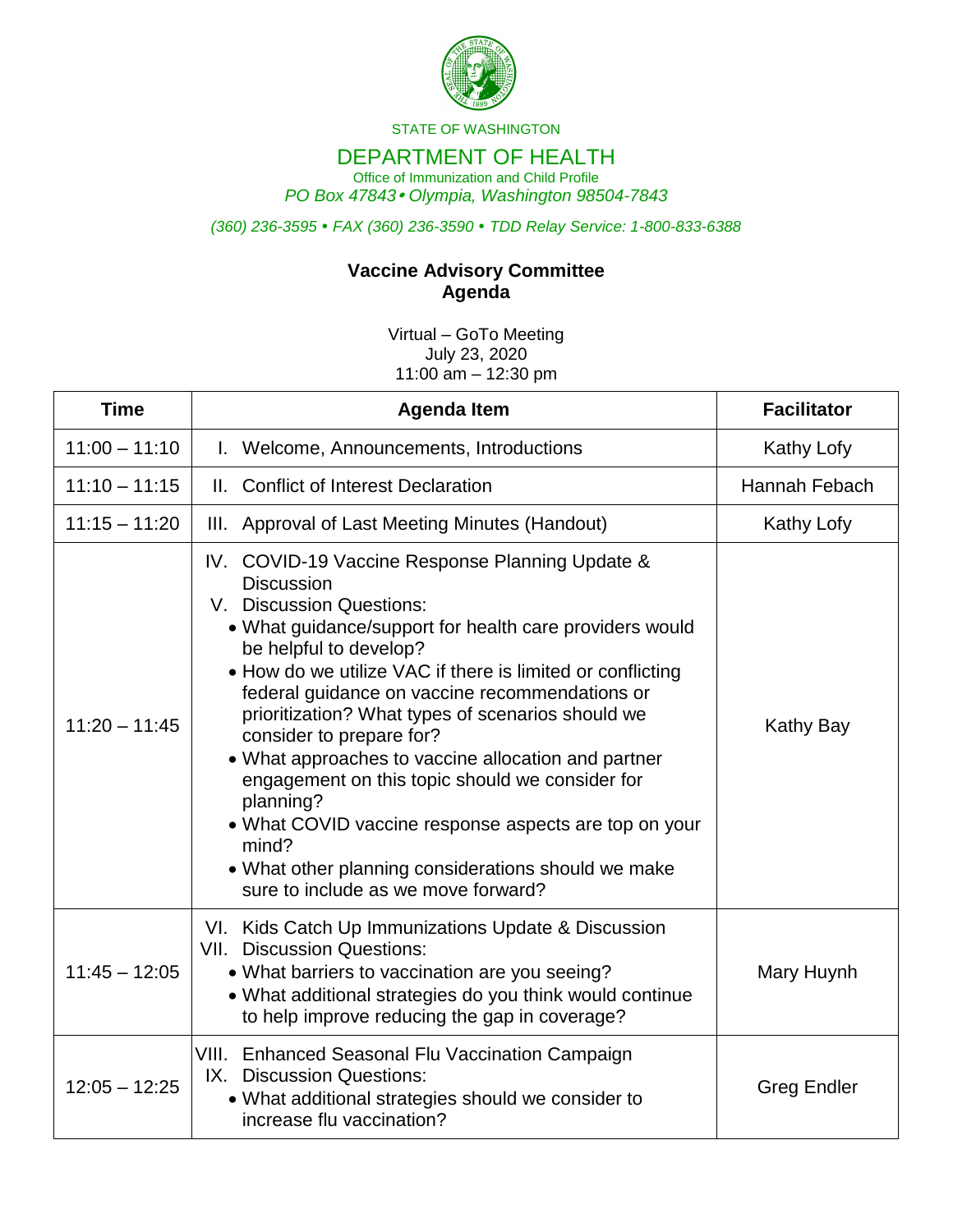STATE OF WASHINGTON

# DEPARTMENT OF HEALTH

Office of Immunization and Child Profile

*PO Box 47843 • Olympia, Washington 98504-7843*

*(360) 236-3595 • FAX (360) 236-3590 • TDD Relay Service: 1-800-833-6388*

## Vaccine Advisory Committee
## Agenda

Virtual – GoTo Meeting
July 23, 2020
11:00 am – 12:30 pm

| Time | Agenda Item | Facilitator |
|---|---|---|
| 11:00 – 11:10 | I. Welcome, Announcements, Introductions | Kathy Lofy |
| 11:10 – 11:15 | II. Conflict of Interest Declaration | Hannah Febach |
| 11:15 – 11:20 | III. Approval of Last Meeting Minutes (Handout) | Kathy Lofy |
| 11:20 – 11:45 | IV. COVID-19 Vaccine Response Planning Update & Discussion<br>V. Discussion Questions:<br>• What guidance/support for health care providers would be helpful to develop?<br>• How do we utilize VAC if there is limited or conflicting federal guidance on vaccine recommendations or prioritization? What types of scenarios should we consider to prepare for?<br>• What approaches to vaccine allocation and partner engagement on this topic should we consider for planning?<br>• What COVID vaccine response aspects are top on your mind?<br>• What other planning considerations should we make sure to include as we move forward? | Kathy Bay |
| 11:45 – 12:05 | VI. Kids Catch Up Immunizations Update & Discussion<br>VII. Discussion Questions:<br>• What barriers to vaccination are you seeing?<br>• What additional strategies do you think would continue to help improve reducing the gap in coverage? | Mary Huynh |
| 12:05 – 12:25 | VIII. Enhanced Seasonal Flu Vaccination Campaign<br>IX. Discussion Questions:<br>• What additional strategies should we consider to increase flu vaccination? | Greg Endler |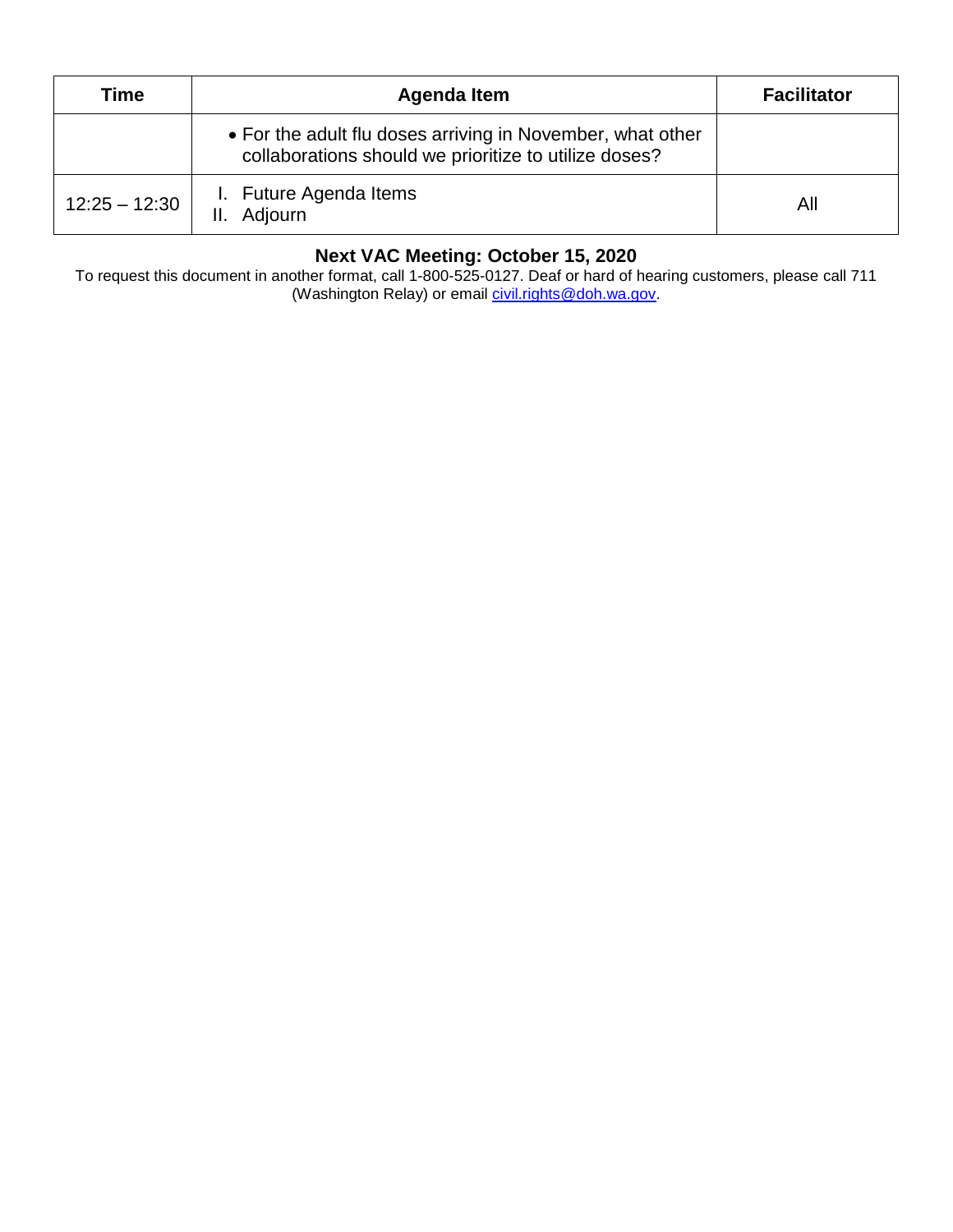| Time | Agenda Item | Facilitator |
| --- | --- | --- |
| | • For the adult flu doses arriving in November, what other collaborations should we prioritize to utilize doses? | |
| 12:25 – 12:30 | I. Future Agenda Items<br>II. Adjourn | All |

**Next VAC Meeting: October 15, 2020**

To request this document in another format, call 1-800-525-0127. Deaf or hard of hearing customers, please call 711 (Washington Relay) or email civil.rights@doh.wa.gov.